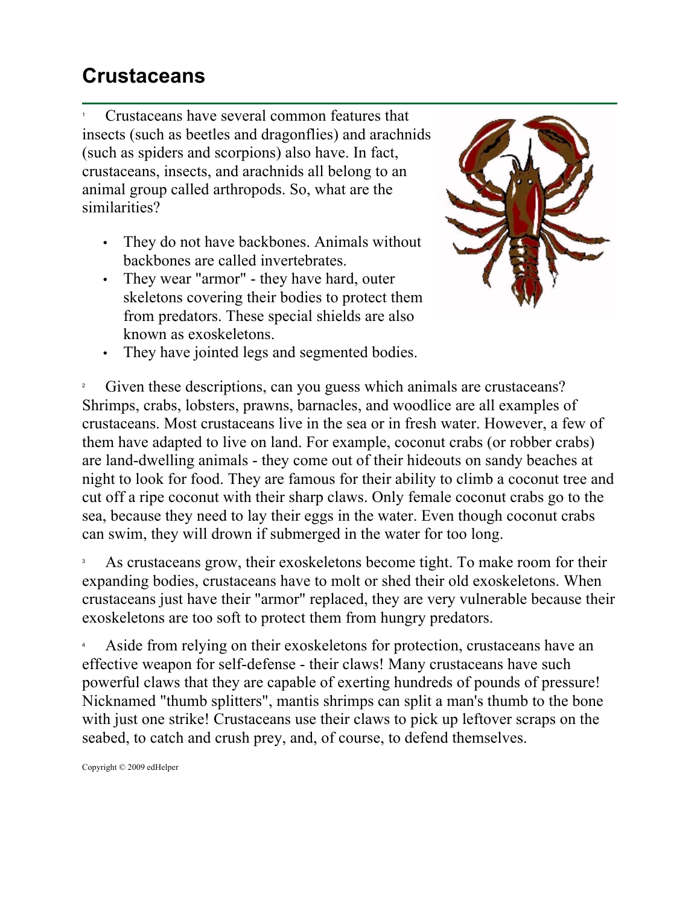# Crustaceans

[1] Crustaceans have several common features that insects (such as beetles and dragonflies) and arachnids (such as spiders and scorpions) also have. In fact, crustaceans, insects, and arachnids all belong to an animal group called arthropods. So, what are the similarities?

- They do not have backbones. Animals without backbones are called invertebrates.
- They wear "armor" - they have hard, outer skeletons covering their bodies to protect them from predators. These special shields are also known as exoskeletons.
- They have jointed legs and segmented bodies.

[2] Given these descriptions, can you guess which animals are crustaceans? Shrimps, crabs, lobsters, prawns, barnacles, and woodlice are all examples of crustaceans. Most crustaceans live in the sea or in fresh water. However, a few of them have adapted to live on land. For example, coconut crabs (or robber crabs) are land-dwelling animals - they come out of their hideouts on sandy beaches at night to look for food. They are famous for their ability to climb a coconut tree and cut off a ripe coconut with their sharp claws. Only female coconut crabs go to the sea, because they need to lay their eggs in the water. Even though coconut crabs can swim, they will drown if submerged in the water for too long.

[3] As crustaceans grow, their exoskeletons become tight. To make room for their expanding bodies, crustaceans have to molt or shed their old exoskeletons. When crustaceans just have their "armor" replaced, they are very vulnerable because their exoskeletons are too soft to protect them from hungry predators.

[4] Aside from relying on their exoskeletons for protection, crustaceans have an effective weapon for self-defense - their claws! Many crustaceans have such powerful claws that they are capable of exerting hundreds of pounds of pressure! Nicknamed "thumb splitters", mantis shrimps can split a man's thumb to the bone with just one strike! Crustaceans use their claws to pick up leftover scraps on the seabed, to catch and crush prey, and, of course, to defend themselves.

Copyright © 2009 edHelper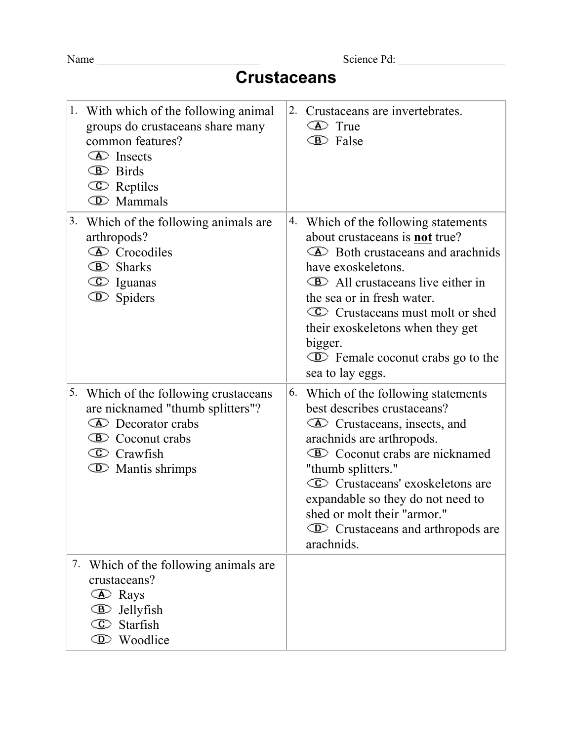Name ____________________________ Science Pd: __________________

# Crustaceans

1. With which of the following animal groups do crustaceans share many common features?
   - (A) Insects
   - (B) Birds
   - (C) Reptiles
   - (D) Mammals

2. Crustaceans are invertebrates.
   - (A) True
   - (B) False

3. Which of the following animals are arthropods?
   - (A) Crocodiles
   - (B) Sharks
   - (C) Iguanas
   - (D) Spiders

4. Which of the following statements about crustaceans is **not** true?
   - (A) Both crustaceans and arachnids have exoskeletons.
   - (B) All crustaceans live either in the sea or in fresh water.
   - (C) Crustaceans must molt or shed their exoskeletons when they get bigger.
   - (D) Female coconut crabs go to the sea to lay eggs.

5. Which of the following crustaceans are nicknamed "thumb splitters"?
   - (A) Decorator crabs
   - (B) Coconut crabs
   - (C) Crawfish
   - (D) Mantis shrimps

6. Which of the following statements best describes crustaceans?
   - (A) Crustaceans, insects, and arachnids are arthropods.
   - (B) Coconut crabs are nicknamed "thumb splitters."
   - (C) Crustaceans' exoskeletons are expandable so they do not need to shed or molt their "armor."
   - (D) Crustaceans and arthropods are arachnids.

7. Which of the following animals are crustaceans?
   - (A) Rays
   - (B) Jellyfish
   - (C) Starfish
   - (D) Woodlice